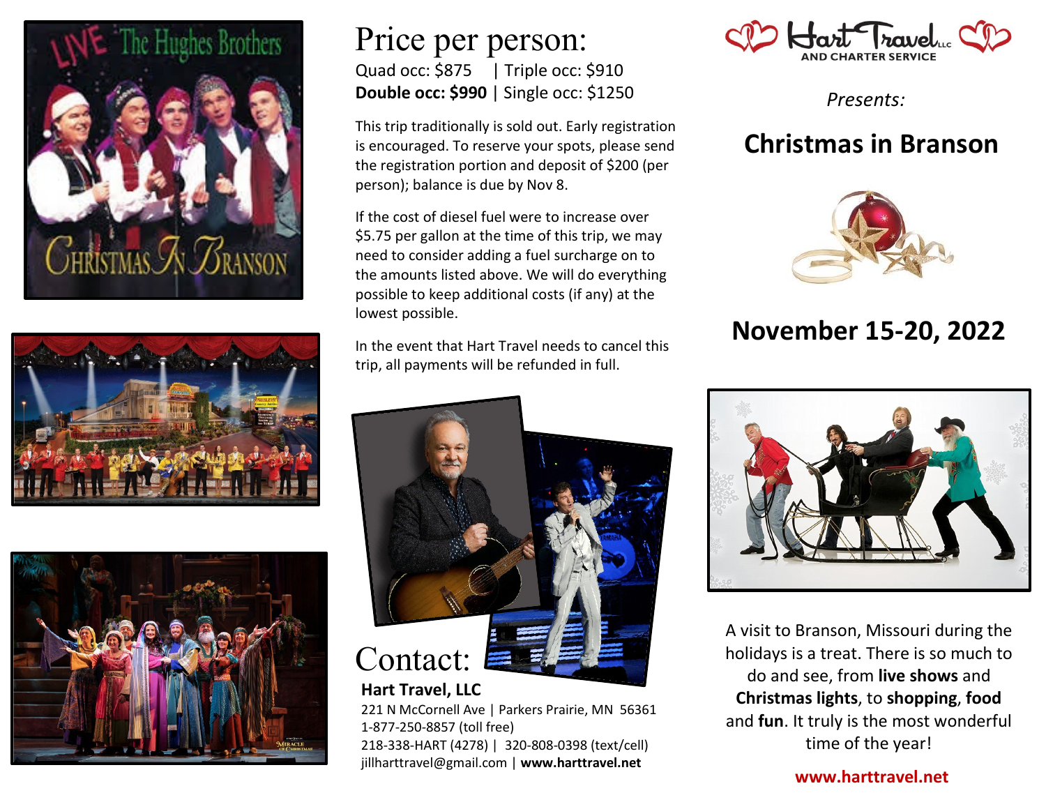Hart Travel LLC AND CHARTER SERVICE

*Presents:*

# Christmas in Branson

## November 15-20, 2022

A visit to Branson, Missouri during the holidays is a treat. There is so much to do and see, from **live shows** and **Christmas lights**, to **shopping**, **food** and **fun**. It truly is the most wonderful time of the year!

**www.harttravel.net**

# Price per person:

Quad occ: $875 | Triple occ: $910
**Double occ: $990** | Single occ: $1250

This trip traditionally is sold out. Early registration is encouraged. To reserve your spots, please send the registration portion and deposit of $200 (per person); balance is due by Nov 8.

If the cost of diesel fuel were to increase over $5.75 per gallon at the time of this trip, we may need to consider adding a fuel surcharge on to the amounts listed above. We will do everything possible to keep additional costs (if any) at the lowest possible.

In the event that Hart Travel needs to cancel this trip, all payments will be refunded in full.

# Contact:

**Hart Travel, LLC**
221 N McCornell Ave | Parkers Prairie, MN 56361
1-877-250-8857 (toll free)
218-338-HART (4278) | 320-808-0398 (text/cell)
jillharttravel@gmail.com | **www.harttravel.net**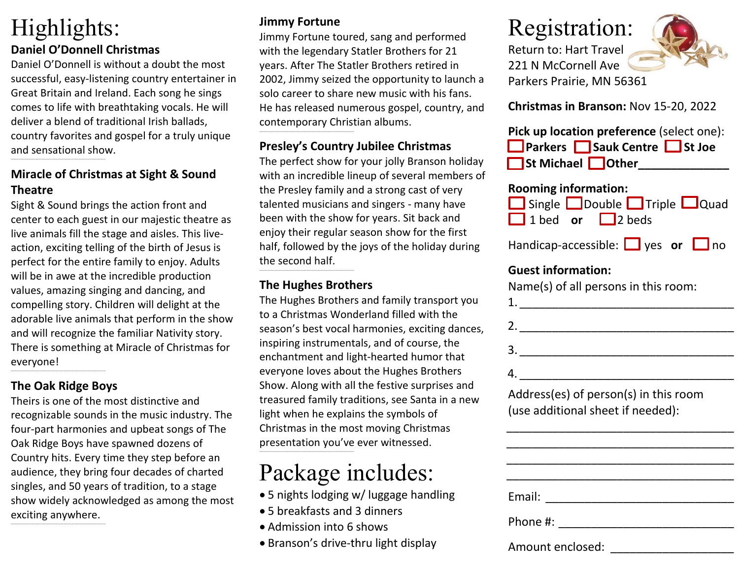# Highlights:

### Daniel O'Donnell Christmas

Daniel O'Donnell is without a doubt the most successful, easy-listening country entertainer in Great Britain and Ireland. Each song he sings comes to life with breathtaking vocals. He will deliver a blend of traditional Irish ballads, country favorites and gospel for a truly unique and sensational show.

### Miracle of Christmas at Sight & Sound Theatre

Sight & Sound brings the action front and center to each guest in our majestic theatre as live animals fill the stage and aisles. This live-action, exciting telling of the birth of Jesus is perfect for the entire family to enjoy. Adults will be in awe at the incredible production values, amazing singing and dancing, and compelling story. Children will delight at the adorable live animals that perform in the show and will recognize the familiar Nativity story. There is something at Miracle of Christmas for everyone!

### The Oak Ridge Boys

Theirs is one of the most distinctive and recognizable sounds in the music industry. The four-part harmonies and upbeat songs of The Oak Ridge Boys have spawned dozens of Country hits. Every time they step before an audience, they bring four decades of charted singles, and 50 years of tradition, to a stage show widely acknowledged as among the most exciting anywhere.

### Jimmy Fortune

Jimmy Fortune toured, sang and performed with the legendary Statler Brothers for 21 years. After The Statler Brothers retired in 2002, Jimmy seized the opportunity to launch a solo career to share new music with his fans. He has released numerous gospel, country, and contemporary Christian albums.

### Presley's Country Jubilee Christmas

The perfect show for your jolly Branson holiday with an incredible lineup of several members of the Presley family and a strong cast of very talented musicians and singers - many have been with the show for years. Sit back and enjoy their regular season show for the first half, followed by the joys of the holiday during the second half.

### The Hughes Brothers

The Hughes Brothers and family transport you to a Christmas Wonderland filled with the season's best vocal harmonies, exciting dances, inspiring instrumentals, and of course, the enchantment and light-hearted humor that everyone loves about the Hughes Brothers Show. Along with all the festive surprises and treasured family traditions, see Santa in a new light when he explains the symbols of Christmas in the most moving Christmas presentation you've ever witnessed.

# Package includes:

- 5 nights lodging w/ luggage handling
- 5 breakfasts and 3 dinners
- Admission into 6 shows
- Branson's drive-thru light display

# Registration:

Return to: Hart Travel
221 N McCornell Ave
Parkers Prairie, MN 56361

**Christmas in Branson:** Nov 15-20, 2022

**Pick up location preference** (select one):
☐ **Parkers** ☐ **Sauk Centre** ☐ **St Joe**
☐ **St Michael** ☐ **Other**______________

**Rooming information:**
☐ Single ☐ Double ☐ Triple ☐ Quad
☐ 1 bed **or** ☐ 2 beds

Handicap-accessible: ☐ yes **or** ☐ no

**Guest information:**
Name(s) of all persons in this room:
1. ___________________________________
2. ___________________________________
3. ___________________________________
4. ___________________________________

Address(es) of person(s) in this room (use additional sheet if needed):

_____________________________________
_____________________________________
_____________________________________
_____________________________________

Email: ______________________________

Phone #: ____________________________

Amount enclosed: ___________________